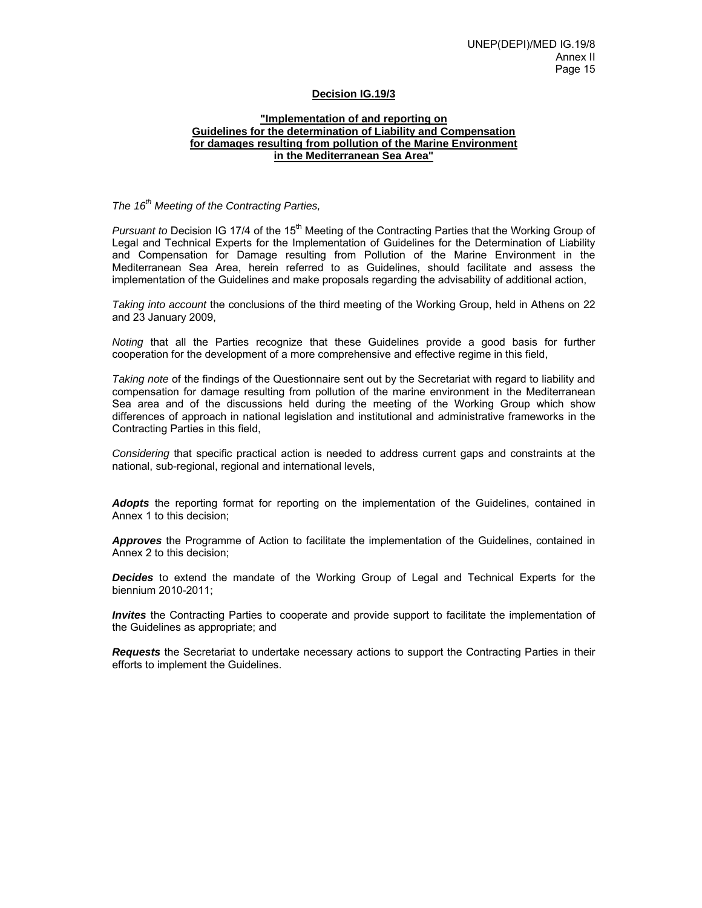## Decision IG.19/3

### "Implementation of and reporting on Guidelines for the determination of Liability and Compensation for damages resulting from pollution of the Marine Environment in the Mediterranean Sea Area"

*The 16th Meeting of the Contracting Parties,*

*Pursuant to* Decision IG 17/4 of the 15th Meeting of the Contracting Parties that the Working Group of Legal and Technical Experts for the Implementation of Guidelines for the Determination of Liability and Compensation for Damage resulting from Pollution of the Marine Environment in the Mediterranean Sea Area, herein referred to as Guidelines, should facilitate and assess the implementation of the Guidelines and make proposals regarding the advisability of additional action,

*Taking into account* the conclusions of the third meeting of the Working Group, held in Athens on 22 and 23 January 2009,

*Noting* that all the Parties recognize that these Guidelines provide a good basis for further cooperation for the development of a more comprehensive and effective regime in this field,

*Taking note* of the findings of the Questionnaire sent out by the Secretariat with regard to liability and compensation for damage resulting from pollution of the marine environment in the Mediterranean Sea area and of the discussions held during the meeting of the Working Group which show differences of approach in national legislation and institutional and administrative frameworks in the Contracting Parties in this field,

*Considering* that specific practical action is needed to address current gaps and constraints at the national, sub-regional, regional and international levels,

***Adopts*** the reporting format for reporting on the implementation of the Guidelines, contained in Annex 1 to this decision;

***Approves*** the Programme of Action to facilitate the implementation of the Guidelines, contained in Annex 2 to this decision;

***Decides*** to extend the mandate of the Working Group of Legal and Technical Experts for the biennium 2010-2011;

***Invites*** the Contracting Parties to cooperate and provide support to facilitate the implementation of the Guidelines as appropriate; and

***Requests*** the Secretariat to undertake necessary actions to support the Contracting Parties in their efforts to implement the Guidelines.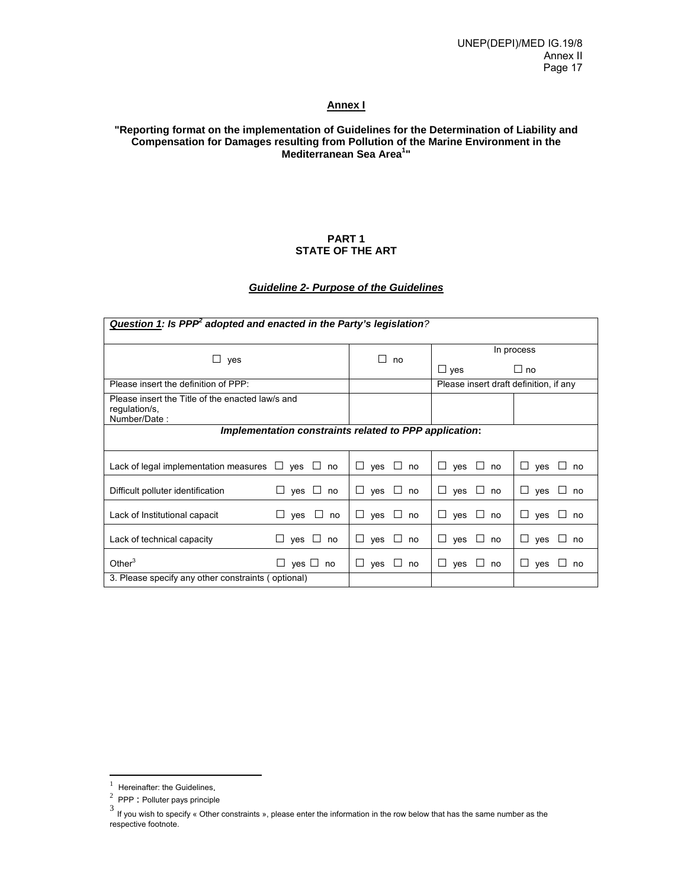## Annex I

**"Reporting format on the implementation of Guidelines for the Determination of Liability and Compensation for Damages resulting from Pollution of the Marine Environment in the Mediterranean Sea Area[1]"**

### PART 1
### STATE OF THE ART

***Guideline 2- Purpose of the Guidelines***

| ***Question 1: Is PPP[2] adopted and enacted in the Party's legislation?*** | | | |
|---|---|---|---|
| ☐ yes | ☐ no | In process<br>☐ yes | ☐ no |
| Please insert the definition of PPP: | | Please insert draft definition, if any | |
| Please insert the Title of the enacted law/s and regulation/s, Number/Date : | | | |
| ***Implementation constraints related to PPP application:*** | | | |
| Lack of legal implementation measures ☐ yes ☐ no | ☐ yes ☐ no | ☐ yes ☐ no | ☐ yes ☐ no |
| Difficult polluter identification ☐ yes ☐ no | ☐ yes ☐ no | ☐ yes ☐ no | ☐ yes ☐ no |
| Lack of Institutional capacit ☐ yes ☐ no | ☐ yes ☐ no | ☐ yes ☐ no | ☐ yes ☐ no |
| Lack of technical capacity ☐ yes ☐ no | ☐ yes ☐ no | ☐ yes ☐ no | ☐ yes ☐ no |
| Other[3] ☐ yes ☐ no | ☐ yes ☐ no | ☐ yes ☐ no | ☐ yes ☐ no |
| 3. Please specify any other constraints ( optional) | | | |

---

[1] Hereinafter: the Guidelines.

[2] PPP : Polluter pays principle

[3] If you wish to specify « Other constraints », please enter the information in the row below that has the same number as the respective footnote.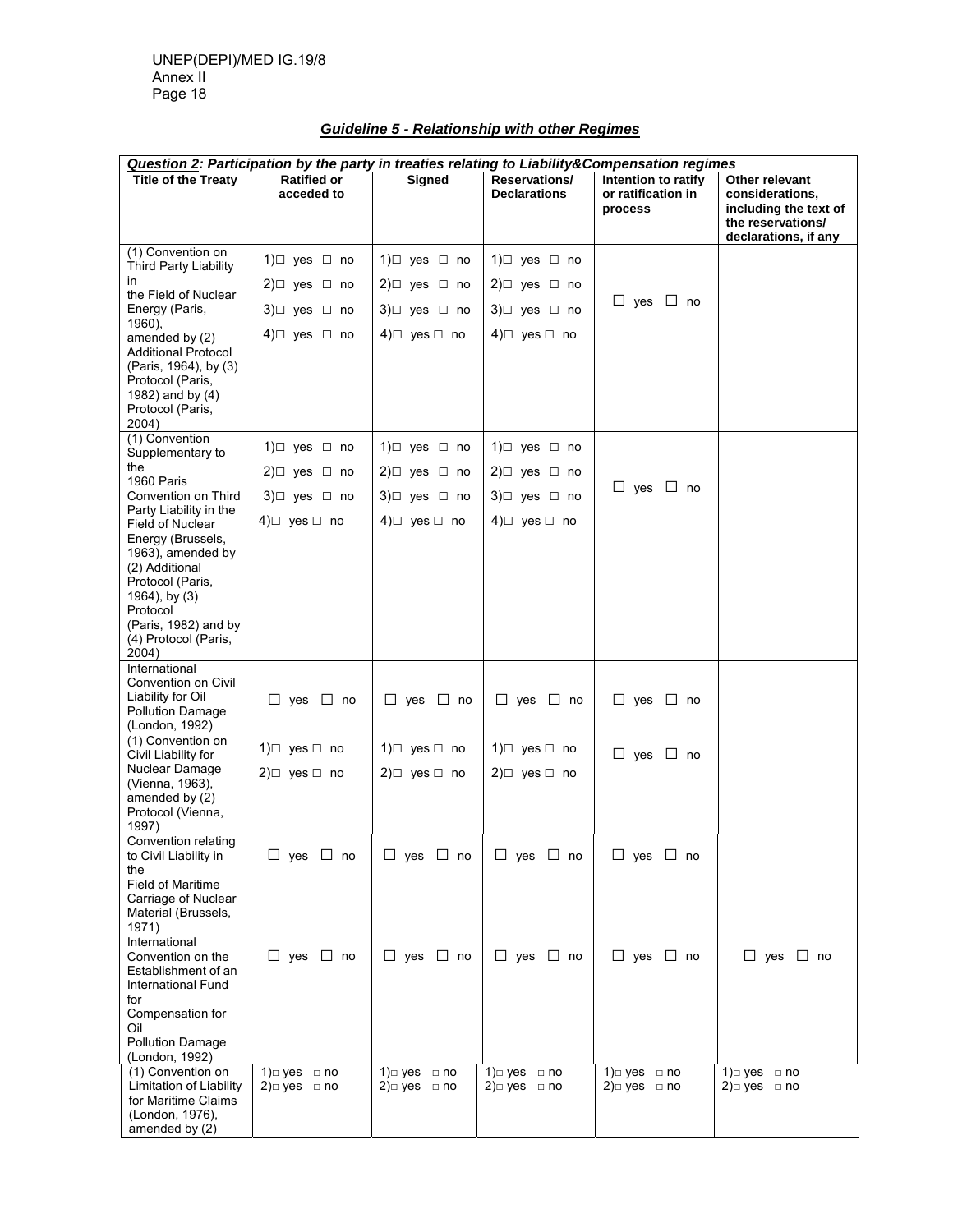## *Guideline 5 - Relationship with other Regimes*

| ***Question 2: Participation by the party in treaties relating to Liability&Compensation regimes*** | | | | | |
|---|---|---|---|---|---|
| **Title of the Treaty** | **Ratified or acceded to** | **Signed** | **Reservations/ Declarations** | **Intention to ratify or ratification in process** | **Other relevant considerations, including the text of the reservations/ declarations, if any** |
| (1) Convention on Third Party Liability in the Field of Nuclear Energy (Paris, 1960), amended by (2) Additional Protocol (Paris, 1964), by (3) Protocol (Paris, 1982) and by (4) Protocol (Paris, 2004) | 1)☐ yes ☐ no<br>2)☐ yes ☐ no<br>3)☐ yes ☐ no<br>4)☐ yes ☐ no | 1)☐ yes ☐ no<br>2)☐ yes ☐ no<br>3)☐ yes ☐ no<br>4)☐ yes ☐ no | 1)☐ yes ☐ no<br>2)☐ yes ☐ no<br>3)☐ yes ☐ no<br>4)☐ yes ☐ no | ☐ yes ☐ no | |
| (1) Convention Supplementary to the 1960 Paris Convention on Third Party Liability in the Field of Nuclear Energy (Brussels, 1963), amended by (2) Additional Protocol (Paris, 1964), by (3) Protocol (Paris, 1982) and by (4) Protocol (Paris, 2004) | 1)☐ yes ☐ no<br>2)☐ yes ☐ no<br>3)☐ yes ☐ no<br>4)☐ yes ☐ no | 1)☐ yes ☐ no<br>2)☐ yes ☐ no<br>3)☐ yes ☐ no<br>4)☐ yes ☐ no | 1)☐ yes ☐ no<br>2)☐ yes ☐ no<br>3)☐ yes ☐ no<br>4)☐ yes ☐ no | ☐ yes ☐ no | |
| International Convention on Civil Liability for Oil Pollution Damage (London, 1992) | ☐ yes ☐ no | ☐ yes ☐ no | ☐ yes ☐ no | ☐ yes ☐ no | |
| (1) Convention on Civil Liability for Nuclear Damage (Vienna, 1963), amended by (2) Protocol (Vienna, 1997) | 1)☐ yes ☐ no<br>2)☐ yes ☐ no | 1)☐ yes ☐ no<br>2)☐ yes ☐ no | 1)☐ yes ☐ no<br>2)☐ yes ☐ no | ☐ yes ☐ no | |
| Convention relating to Civil Liability in the Field of Maritime Carriage of Nuclear Material (Brussels, 1971) | ☐ yes ☐ no | ☐ yes ☐ no | ☐ yes ☐ no | ☐ yes ☐ no | |
| International Convention on the Establishment of an International Fund for Compensation for Oil Pollution Damage (London, 1992) | ☐ yes ☐ no | ☐ yes ☐ no | ☐ yes ☐ no | ☐ yes ☐ no | ☐ yes ☐ no |
| (1) Convention on Limitation of Liability for Maritime Claims (London, 1976), amended by (2) | 1)☐ yes ☐ no<br>2)☐ yes ☐ no | 1)☐ yes ☐ no<br>2)☐ yes ☐ no | 1)☐ yes ☐ no<br>2)☐ yes ☐ no | 1)☐ yes ☐ no<br>2)☐ yes ☐ no | 1)☐ yes ☐ no<br>2)☐ yes ☐ no |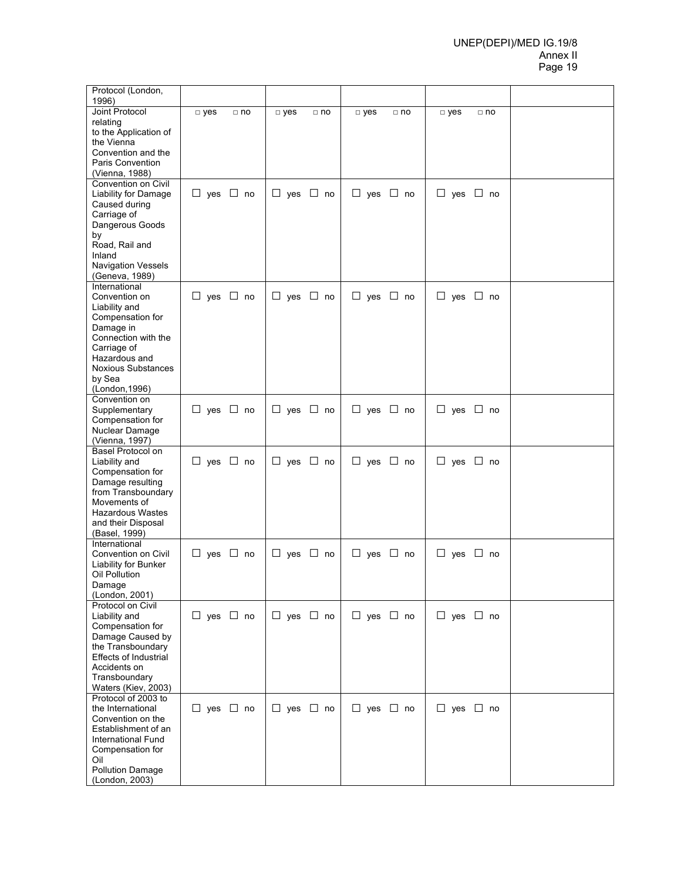| | | | | | |
|---|---|---|---|---|---|
| Protocol (London, 1996) | | | | | |
| Joint Protocol relating to the Application of the Vienna Convention and the Paris Convention (Vienna, 1988) | □ yes □ no | □ yes □ no | □ yes □ no | □ yes □ no | |
| Convention on Civil Liability for Damage Caused during Carriage of Dangerous Goods by Road, Rail and Inland Navigation Vessels (Geneva, 1989) | ☐ yes ☐ no | ☐ yes ☐ no | ☐ yes ☐ no | ☐ yes ☐ no | |
| International Convention on Liability and Compensation for Damage in Connection with the Carriage of Hazardous and Noxious Substances by Sea (London,1996) | ☐ yes ☐ no | ☐ yes ☐ no | ☐ yes ☐ no | ☐ yes ☐ no | |
| Convention on Supplementary Compensation for Nuclear Damage (Vienna, 1997) | ☐ yes ☐ no | ☐ yes ☐ no | ☐ yes ☐ no | ☐ yes ☐ no | |
| Basel Protocol on Liability and Compensation for Damage resulting from Transboundary Movements of Hazardous Wastes and their Disposal (Basel, 1999) | ☐ yes ☐ no | ☐ yes ☐ no | ☐ yes ☐ no | ☐ yes ☐ no | |
| International Convention on Civil Liability for Bunker Oil Pollution Damage (London, 2001) | ☐ yes ☐ no | ☐ yes ☐ no | ☐ yes ☐ no | ☐ yes ☐ no | |
| Protocol on Civil Liability and Compensation for Damage Caused by the Transboundary Effects of Industrial Accidents on Transboundary Waters (Kiev, 2003) | ☐ yes ☐ no | ☐ yes ☐ no | ☐ yes ☐ no | ☐ yes ☐ no | |
| Protocol of 2003 to the International Convention on the Establishment of an International Fund Compensation for Oil Pollution Damage (London, 2003) | ☐ yes ☐ no | ☐ yes ☐ no | ☐ yes ☐ no | ☐ yes ☐ no | |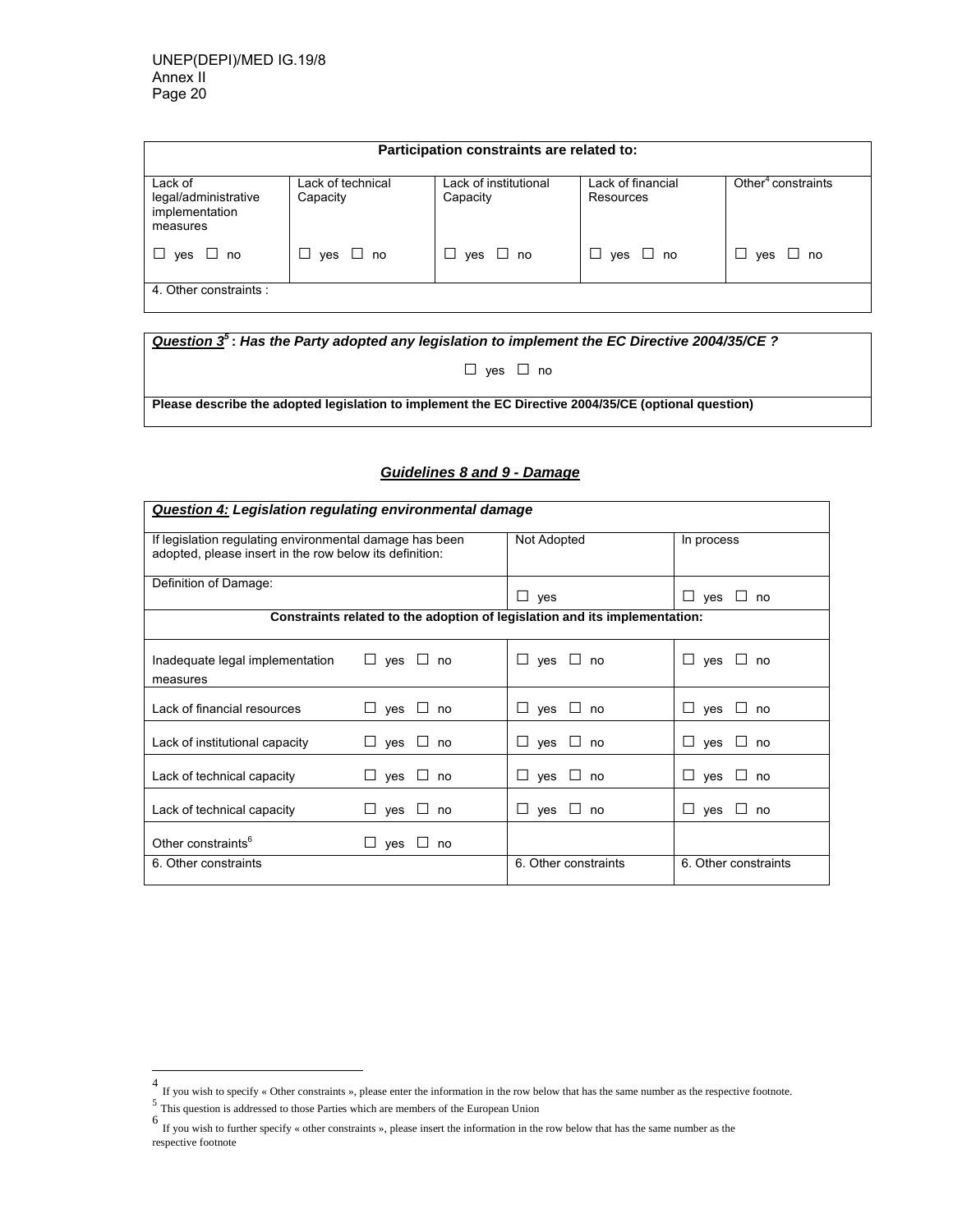| Participation constraints are related to: | | | | |
|---|---|---|---|---|
| Lack of legal/administrative implementation measures | Lack of technical Capacity | Lack of institutional Capacity | Lack of financial Resources | Other[4] constraints |
| ☐ yes ☐ no | ☐ yes ☐ no | ☐ yes ☐ no | ☐ yes ☐ no | ☐ yes ☐ no |
| 4. Other constraints : | | | | |

| ***Question 3[5]*** **: *Has the Party adopted any legislation to implement the EC Directive 2004/35/CE ?*** |
|---|
| ☐ yes ☐ no |
| **Please describe the adopted legislation to implement the EC Directive 2004/35/CE (optional question)** |

### ***Guidelines 8 and 9 - Damage***

| ***Question 4:* Legislation regulating environmental damage** | | | |
|---|---|---|---|
| If legislation regulating environmental damage has been adopted, please insert in the row below its definition: | | Not Adopted | In process |
| Definition of Damage: | | ☐ yes | ☐ yes ☐ no |
| **Constraints related to the adoption of legislation and its implementation:** | | | |
| Inadequate legal implementation measures | ☐ yes ☐ no | ☐ yes ☐ no | ☐ yes ☐ no |
| Lack of financial resources | ☐ yes ☐ no | ☐ yes ☐ no | ☐ yes ☐ no |
| Lack of institutional capacity | ☐ yes ☐ no | ☐ yes ☐ no | ☐ yes ☐ no |
| Lack of technical capacity | ☐ yes ☐ no | ☐ yes ☐ no | ☐ yes ☐ no |
| Lack of technical capacity | ☐ yes ☐ no | ☐ yes ☐ no | ☐ yes ☐ no |
| Other constraints[6] | ☐ yes ☐ no | | |
| 6. Other constraints | | 6. Other constraints | 6. Other constraints |

---

[4] If you wish to specify « Other constraints », please enter the information in the row below that has the same number as the respective footnote.

[5] This question is addressed to those Parties which are members of the European Union

[6] If you wish to further specify « other constraints », please insert the information in the row below that has the same number as the respective footnote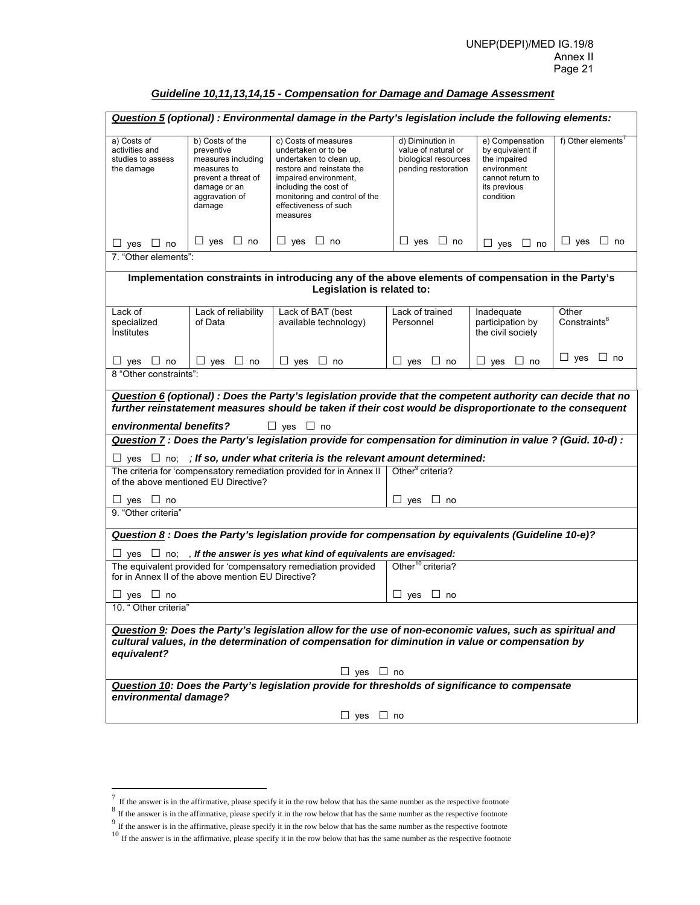## *Guideline 10,11,13,14,15 - Compensation for Damage and Damage Assessment*

***Question 5 (optional) : Environmental damage in the Party's legislation include the following elements:***

| a) Costs of activities and studies to assess the damage | b) Costs of the preventive measures including measures to prevent a threat of damage or an aggravation of damage | c) Costs of measures undertaken or to be undertaken to clean up, restore and reinstate the impaired environment, including the cost of monitoring and control of the effectiveness of such measures | d) Diminution in value of natural or biological resources pending restoration | e) Compensation by equivalent if the impaired environment cannot return to its previous condition | f) Other elements[7] |
|---|---|---|---|---|---|
| ☐ yes ☐ no | ☐ yes ☐ no | ☐ yes ☐ no | ☐ yes ☐ no | ☐ yes ☐ no | ☐ yes ☐ no |
| 7. "Other elements": | | | | | |

**Implementation constraints in introducing any of the above elements of compensation in the Party's Legislation is related to:**

| Lack of specialized Institutes | Lack of reliability of Data | Lack of BAT (best available technology) | Lack of trained Personnel | Inadequate participation by the civil society | Other Constraints[8] |
|---|---|---|---|---|---|
| ☐ yes ☐ no | ☐ yes ☐ no | ☐ yes ☐ no | ☐ yes ☐ no | ☐ yes ☐ no | ☐ yes ☐ no |
| 8 "Other constraints": | | | | | |

***Question 6 (optional) : Does the Party's legislation provide that the competent authority can decide that no further reinstatement measures should be taken if their cost would be disproportionate to the consequent environmental benefits?*** ☐ yes ☐ no

***Question 7 : Does the Party's legislation provide for compensation for diminution in value ? (Guid. 10-d) :***

☐ yes ☐ no; ***; If so, under what criteria is the relevant amount determined:***

| The criteria for 'compensatory remediation provided for in Annex II of the above mentioned EU Directive? | Other[9] criteria? |
|---|---|
| ☐ yes ☐ no | ☐ yes ☐ no |
| 9. "Other criteria" | |

***Question 8 : Does the Party's legislation provide for compensation by equivalents (Guideline 10-e)?***

☐ yes ☐ no; ***, If the answer is yes what kind of equivalents are envisaged:***

| The equivalent provided for 'compensatory remediation provided for in Annex II of the above mention EU Directive? | Other[10] criteria? |
|---|---|
| ☐ yes ☐ no | ☐ yes ☐ no |
| 10. " Other criteria" | |

***Question 9: Does the Party's legislation allow for the use of non-economic values, such as spiritual and cultural values, in the determination of compensation for diminution in value or compensation by equivalent?***

☐ yes ☐ no

***Question 10: Does the Party's legislation provide for thresholds of significance to compensate environmental damage?***

☐ yes ☐ no

---

[7] If the answer is in the affirmative, please specify it in the row below that has the same number as the respective footnote

[8] If the answer is in the affirmative, please specify it in the row below that has the same number as the respective footnote

[9] If the answer is in the affirmative, please specify it in the row below that has the same number as the respective footnote

[10] If the answer is in the affirmative, please specify it in the row below that has the same number as the respective footnote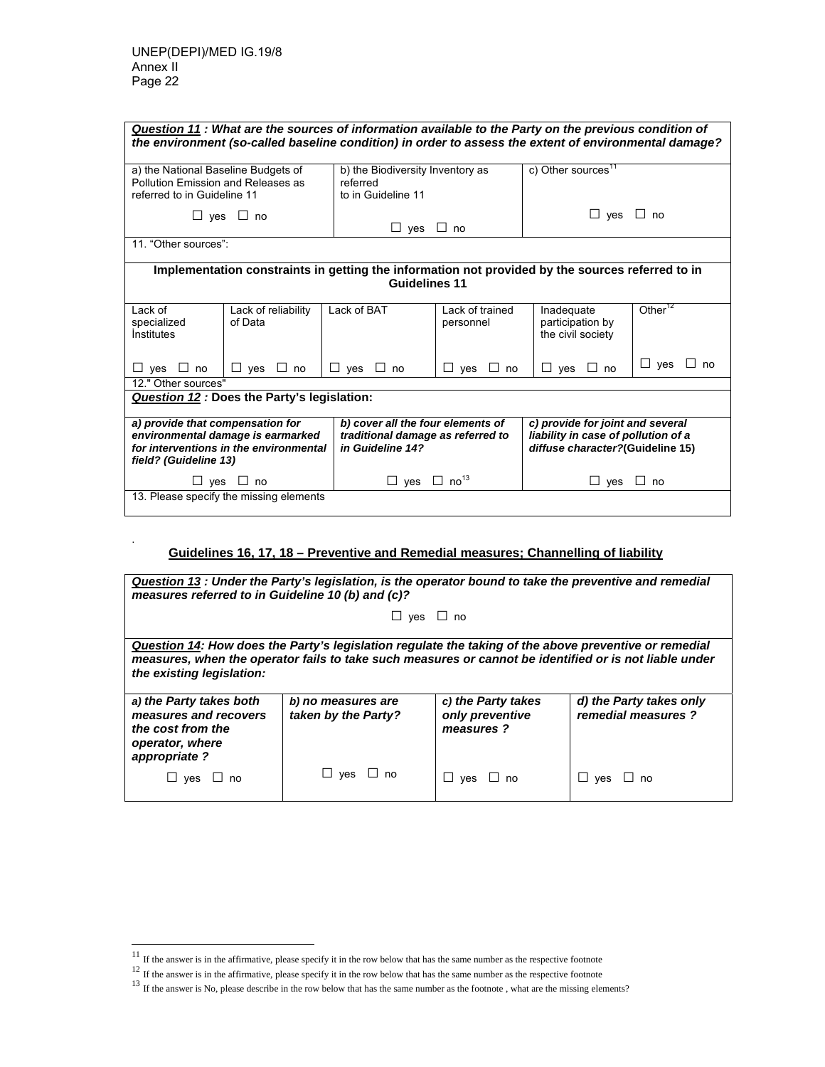| ***Question 11** : What are the sources of information available to the Party on the previous condition of the environment (so-called baseline condition) in order to assess the extent of environmental damage?* | | | | | |
|---|---|---|---|---|---|
| a) the National Baseline Budgets of Pollution Emission and Releases as referred to in Guideline 11 | | b) the Biodiversity Inventory as referred to in Guideline 11 | | c) Other sources[11] | |
| ☐ yes ☐ no | | ☐ yes ☐ no | | ☐ yes ☐ no | |
| 11. "Other sources": | | | | | |
| **Implementation constraints in getting the information not provided by the sources referred to in Guidelines 11** | | | | | |
| Lack of specialized İnstitutes | Lack of reliability of Data | Lack of BAT | Lack of trained personnel | Inadequate participation by the civil society | Other[12] |
| ☐ yes ☐ no | ☐ yes ☐ no | ☐ yes ☐ no | ☐ yes ☐ no | ☐ yes ☐ no | ☐ yes ☐ no |
| 12." Other sources" | | | | | |
| ***Question 12** :* **Does the Party's legislation:** | | | | | |
| ***a) provide that compensation for environmental damage is earmarked for interventions in the environmental field? (Guideline 13)*** | | ***b) cover all the four elements of traditional damage as referred to in Guideline 14?*** | | ***c) provide for joint and several liability in case of pollution of a diffuse character?(Guideline 15)*** | |
| ☐ yes ☐ no | | ☐ yes ☐ no[13] | | ☐ yes ☐ no | |
| 13. Please specify the missing elements | | | | | |

.

**Guidelines 16, 17, 18 – Preventive and Remedial measures; Channelling of liability**

| ***Question 13** : Under the Party's legislation, is the operator bound to take the preventive and remedial measures referred to in Guideline 10 (b) and (c)?* ☐ yes ☐ no | | | |
|---|---|---|---|
| ***Question 14**: How does the Party's legislation regulate the taking of the above preventive or remedial measures, when the operator fails to take such measures or cannot be identified or is not liable under the existing legislation:* | | | |
| ***a) the Party takes both measures and recovers the cost from the operator, where appropriate ?*** | ***b) no measures are taken by the Party?*** | ***c) the Party takes only preventive measures ?*** | ***d) the Party takes only remedial measures ?*** |
| ☐ yes ☐ no | ☐ yes ☐ no | ☐ yes ☐ no | ☐ yes ☐ no |

[11] If the answer is in the affirmative, please specify it in the row below that has the same number as the respective footnote

[12] If the answer is in the affirmative, please specify it in the row below that has the same number as the respective footnote

[13] If the answer is No, please describe in the row below that has the same number as the footnote , what are the missing elements?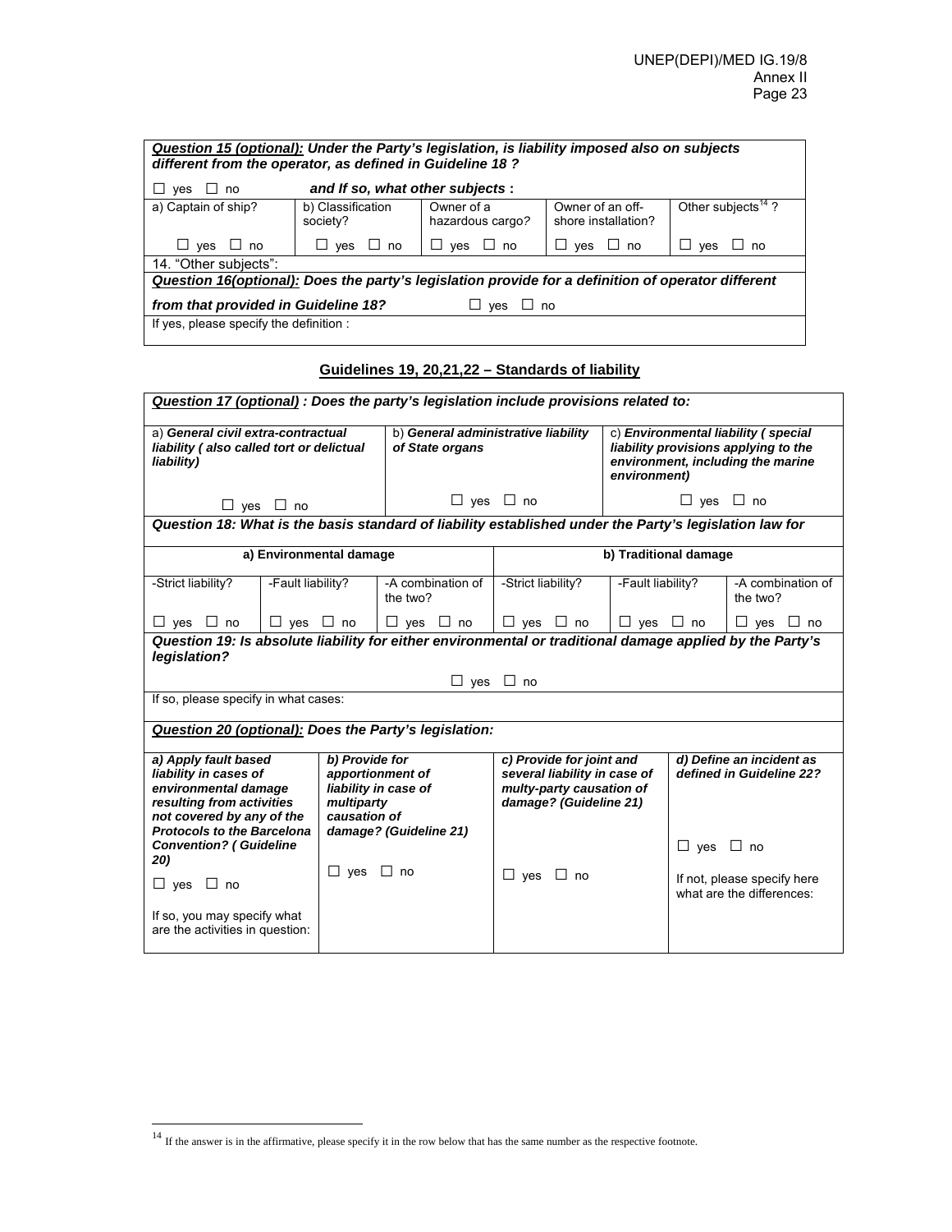| ***Question 15 (optional):*** ***Under the Party's legislation, is liability imposed also on subjects different from the operator, as defined in Guideline 18 ?*** | | | | |
|---|---|---|---|---|
| ☐ yes ☐ no | ***and If so, what other subjects :*** | | | |
| a) Captain of ship? | b) Classification society? | Owner of a hazardous cargo? | Owner of an off-shore installation? | Other subjects[14] ? |
| ☐ yes ☐ no | ☐ yes ☐ no | ☐ yes ☐ no | ☐ yes ☐ no | ☐ yes ☐ no |
| 14. "Other subjects": | | | | |
| ***Question 16(optional): Does the party's legislation provide for a definition of operator different from that provided in Guideline 18?*** ☐ yes ☐ no | | | | |
| If yes, please specify the definition : | | | | |

## Guidelines 19, 20,21,22 – Standards of liability

| ***Question 17 (optional) : Does the party's legislation include provisions related to:*** | | |
|---|---|---|
| a) ***General civil extra-contractual liability ( also called tort or delictual liability)*** | b) ***General administrative liability of State organs*** | c) ***Environmental liability ( special liability provisions applying to the environment, including the marine environment)*** |
| ☐ yes ☐ no | ☐ yes ☐ no | ☐ yes ☐ no |

| ***Question 18: What is the basis standard of liability established under the Party's legislation law for*** | | | | | |
|---|---|---|---|---|---|
| **a) Environmental damage** | | | **b) Traditional damage** | | |
| -Strict liability? | -Fault liability? | -A combination of the two? | -Strict liability? | -Fault liability? | -A combination of the two? |
| ☐ yes ☐ no | ☐ yes ☐ no | ☐ yes ☐ no | ☐ yes ☐ no | ☐ yes ☐ no | ☐ yes ☐ no |

| ***Question 19: Is absolute liability for either environmental or traditional damage applied by the Party's legislation?*** |
|---|
| ☐ yes ☐ no |
| If so, please specify in what cases: |

| ***Question 20 (optional):*** ***Does the Party's legislation:*** | | | |
|---|---|---|---|
| ***a) Apply fault based liability in cases of environmental damage resulting from activities not covered by any of the Protocols to the Barcelona Convention? ( Guideline 20)*** | ***b) Provide for apportionment of liability in case of multiparty causation of damage? (Guideline 21)*** | ***c) Provide for joint and several liability in case of multy-party causation of damage? (Guideline 21)*** | ***d) Define an incident as defined in Guideline 22?*** |
| ☐ yes ☐ no<br><br>If so, you may specify what are the activities in question: | ☐ yes ☐ no | ☐ yes ☐ no | ☐ yes ☐ no<br><br>If not, please specify here what are the differences: |

[14] If the answer is in the affirmative, please specify it in the row below that has the same number as the respective footnote.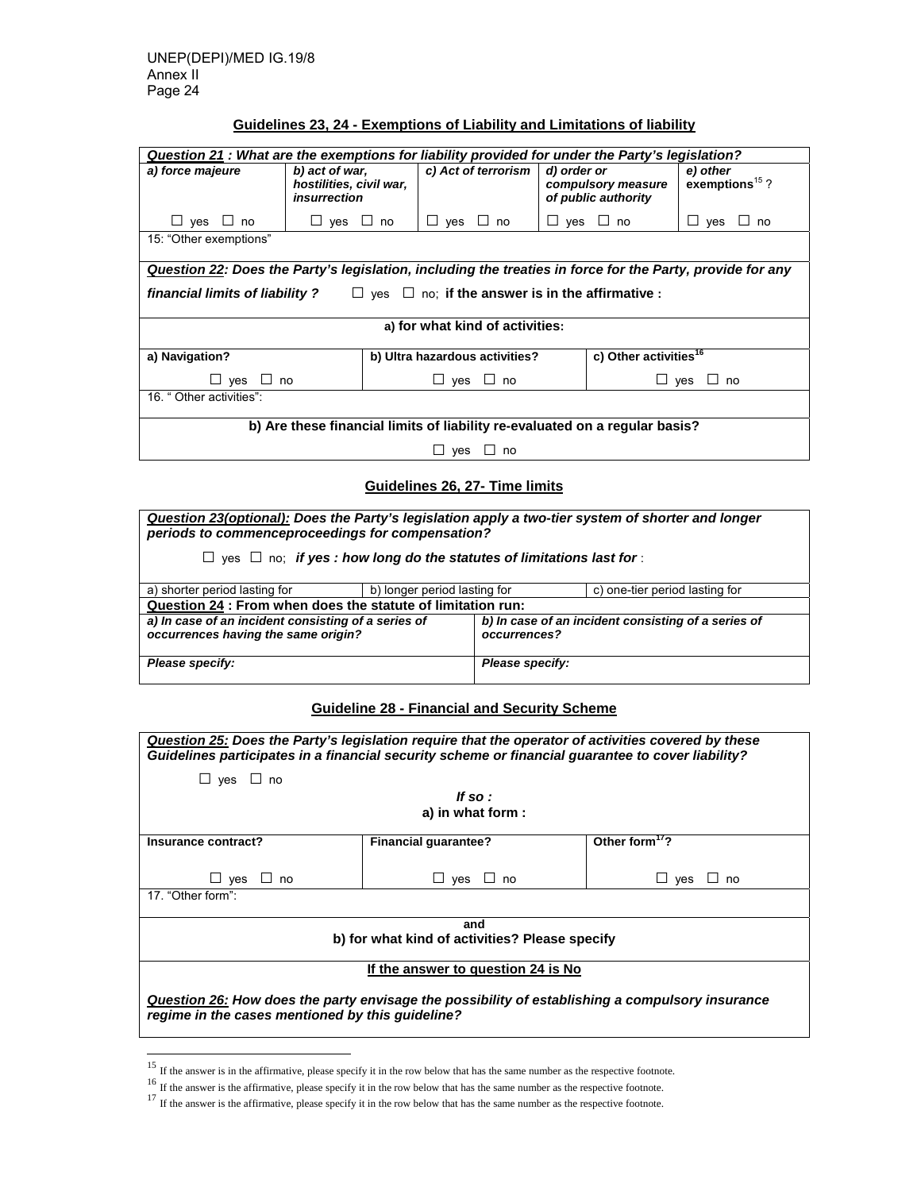## Guidelines 23, 24 - Exemptions of Liability and Limitations of liability

| ***Question 21*** *: What are the exemptions for liability provided for under the Party's legislation?* | | | | |
|---|---|---|---|---|
| ***a) force majeure*** | ***b) act of war, hostilities, civil war, insurrection*** | ***c) Act of terrorism*** | ***d) order or compulsory measure of public authority*** | ***e) other exemptions***[15] ? |
| ☐ yes ☐ no | ☐ yes ☐ no | ☐ yes ☐ no | ☐ yes ☐ no | ☐ yes ☐ no |
| 15: "Other exemptions" | | | | |

| ***Question 22****: Does the Party's legislation, including the treaties in force for the Party, provide for any financial limits of liability ?* ☐ yes ☐ no; **if the answer is in the affirmative :** | | |
|---|---|---|
| **a) for what kind of activities:** | | |
| **a) Navigation?** | **b) Ultra hazardous activities?** | **c) Other activities**[16] |
| ☐ yes ☐ no | ☐ yes ☐ no | ☐ yes ☐ no |
| 16. " Other activities": | | |
| **b) Are these financial limits of liability re-evaluated on a regular basis?** | | |
| ☐ yes ☐ no | | |

## Guidelines 26, 27- Time limits

| ***Question 23(optional)****: Does the Party's legislation apply a two-tier system of shorter and longer periods to commenceproceedings for compensation?* ☐ yes ☐ no; ***if yes : how long do the statutes of limitations last for*** : | | |
|---|---|---|
| a) shorter period lasting for | b) longer period lasting for | c) one-tier period lasting for |

| **Question 24 : From when does the statute of limitation run:** | |
|---|---|
| ***a) In case of an incident consisting of a series of occurrences having the same origin?*** | ***b) In case of an incident consisting of a series of occurrences?*** |
| ***Please specify:*** | ***Please specify:*** |

## Guideline 28 - Financial and Security Scheme

| ***Question 25****: Does the Party's legislation require that the operator of activities covered by these Guidelines participates in a financial security scheme or financial guarantee to cover liability?* ☐ yes ☐ no | | |
|---|---|---|
| ***If so :*** **a) in what form :** | | |
| **Insurance contract?** | **Financial guarantee?** | **Other form**[17]**?** |
| ☐ yes ☐ no | ☐ yes ☐ no | ☐ yes ☐ no |
| 17. "Other form": | | |
| **and** **b) for what kind of activities? Please specify** | | |
| **If the answer to question 24 is No** | | |
| ***Question 26****: How does the party envisage the possibility of establishing a compulsory insurance regime in the cases mentioned by this guideline?* | | |

---

[15] If the answer is in the affirmative, please specify it in the row below that has the same number as the respective footnote.

[16] If the answer is the affirmative, please specify it in the row below that has the same number as the respective footnote.

[17] If the answer is the affirmative, please specify it in the row below that has the same number as the respective footnote.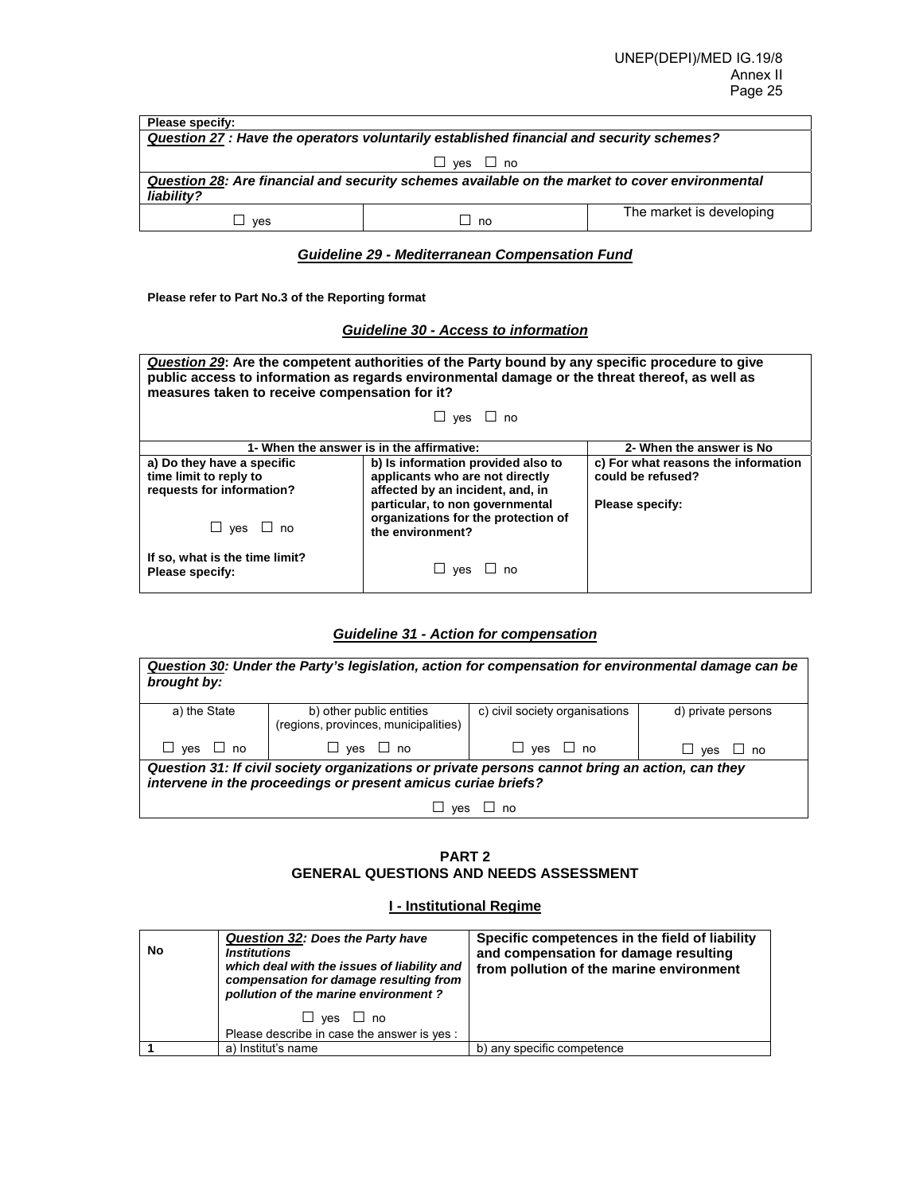| **Please specify:** | | |
|---|---|---|
| ***Question 27*** ***: Have the operators voluntarily established financial and security schemes?*** | | |
| ☐ yes ☐ no | | |
| ***Question 28*** ***: Are financial and security schemes available on the market to cover environmental liability?*** | | |
| ☐ yes | ☐ no | The market is developing |

### ***Guideline 29 - Mediterranean Compensation Fund***

**Please refer to Part No.3 of the Reporting format**

### ***Guideline 30 - Access to information***

| ***Question 29*****: Are the competent authorities of the Party bound by any specific procedure to give public access to information as regards environmental damage or the threat thereof, as well as measures taken to receive compensation for it?** ☐ yes ☐ no | | |
|---|---|---|
| **1- When the answer is in the affirmative:** | | **2- When the answer is No** |
| **a) Do they have a specific time limit to reply to requests for information?** ☐ yes ☐ no **If so, what is the time limit? Please specify:** | **b) Is information provided also to applicants who are not directly affected by an incident, and, in particular, to non governmental organizations for the protection of the environment?** ☐ yes ☐ no | **c) For what reasons the information could be refused?** **Please specify:** |

### ***Guideline 31 - Action for compensation***

| ***Question 30*** ***: Under the Party's legislation, action for compensation for environmental damage can be brought by:*** | | | |
|---|---|---|---|
| a) the State | b) other public entities (regions, provinces, municipalities) | c) civil society organisations | d) private persons |
| ☐ yes ☐ no | ☐ yes ☐ no | ☐ yes ☐ no | ☐ yes ☐ no |
| ***Question 31: If civil society organizations or private persons cannot bring an action, can they intervene in the proceedings or present amicus curiae briefs?*** | | | |
| ☐ yes ☐ no | | | |

## PART 2
## GENERAL QUESTIONS AND NEEDS ASSESSMENT

### I - Institutional Regime

| **No** | ***Question 32*** ***: Does the Party have Institutions which deal with the issues of liability and compensation for damage resulting from pollution of the marine environment ?*** ☐ yes ☐ no Please describe in case the answer is yes : | **Specific competences in the field of liability and compensation for damage resulting from pollution of the marine environment** |
|---|---|---|
| **1** | a) Institut's name | b) any specific competence |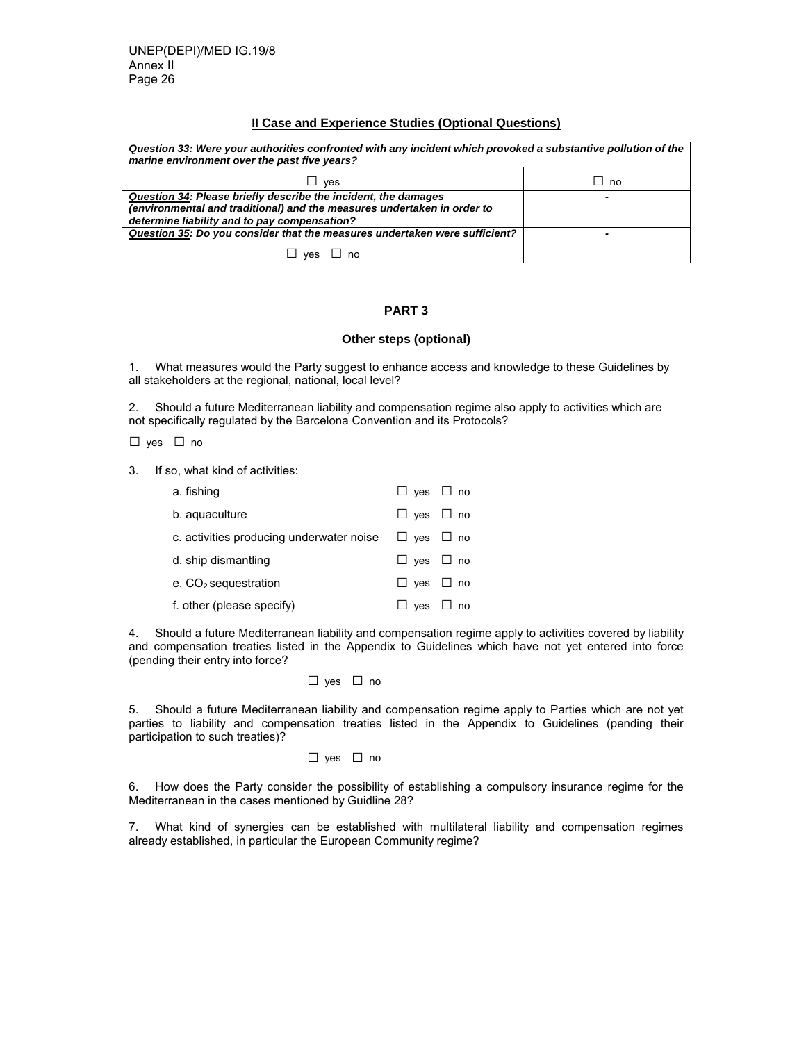## II Case and Experience Studies (Optional Questions)

| ***Question 33:*** ***Were your authorities confronted with any incident which provoked a substantive pollution of the marine environment over the past five years?*** | |
|---|---|
| ☐ yes | ☐ no |
| ***Question 34:*** ***Please briefly describe the incident, the damages (environmental and traditional) and the measures undertaken in order to determine liability and to pay compensation?*** | - |
| ***Question 35:*** ***Do you consider that the measures undertaken were sufficient?*** ☐ yes ☐ no | - |

## PART 3

### Other steps (optional)

1. What measures would the Party suggest to enhance access and knowledge to these Guidelines by all stakeholders at the regional, national, local level?

2. Should a future Mediterranean liability and compensation regime also apply to activities which are not specifically regulated by the Barcelona Convention and its Protocols?

☐ yes ☐ no

3. If so, what kind of activities:

| | |
|---|---|
| a. fishing | ☐ yes ☐ no |
| b. aquaculture | ☐ yes ☐ no |
| c. activities producing underwater noise | ☐ yes ☐ no |
| d. ship dismantling | ☐ yes ☐ no |
| e. $CO_2$ sequestration | ☐ yes ☐ no |
| f. other (please specify) | ☐ yes ☐ no |

4. Should a future Mediterranean liability and compensation regime apply to activities covered by liability and compensation treaties listed in the Appendix to Guidelines which have not yet entered into force (pending their entry into force?

☐ yes ☐ no

5. Should a future Mediterranean liability and compensation regime apply to Parties which are not yet parties to liability and compensation treaties listed in the Appendix to Guidelines (pending their participation to such treaties)?

☐ yes ☐ no

6. How does the Party consider the possibility of establishing a compulsory insurance regime for the Mediterranean in the cases mentioned by Guidline 28?

7. What kind of synergies can be established with multilateral liability and compensation regimes already established, in particular the European Community regime?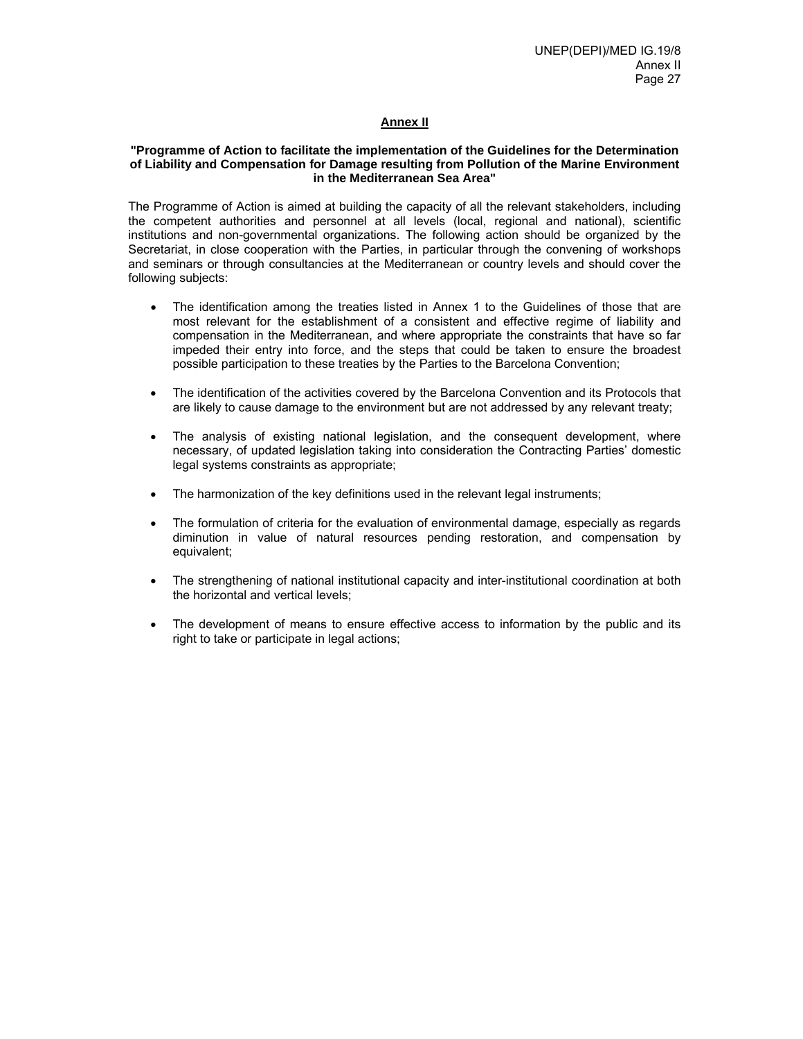## Annex II

**"Programme of Action to facilitate the implementation of the Guidelines for the Determination of Liability and Compensation for Damage resulting from Pollution of the Marine Environment in the Mediterranean Sea Area"**

The Programme of Action is aimed at building the capacity of all the relevant stakeholders, including the competent authorities and personnel at all levels (local, regional and national), scientific institutions and non-governmental organizations. The following action should be organized by the Secretariat, in close cooperation with the Parties, in particular through the convening of workshops and seminars or through consultancies at the Mediterranean or country levels and should cover the following subjects:

- The identification among the treaties listed in Annex 1 to the Guidelines of those that are most relevant for the establishment of a consistent and effective regime of liability and compensation in the Mediterranean, and where appropriate the constraints that have so far impeded their entry into force, and the steps that could be taken to ensure the broadest possible participation to these treaties by the Parties to the Barcelona Convention;

- The identification of the activities covered by the Barcelona Convention and its Protocols that are likely to cause damage to the environment but are not addressed by any relevant treaty;

- The analysis of existing national legislation, and the consequent development, where necessary, of updated legislation taking into consideration the Contracting Parties' domestic legal systems constraints as appropriate;

- The harmonization of the key definitions used in the relevant legal instruments;

- The formulation of criteria for the evaluation of environmental damage, especially as regards diminution in value of natural resources pending restoration, and compensation by equivalent;

- The strengthening of national institutional capacity and inter-institutional coordination at both the horizontal and vertical levels;

- The development of means to ensure effective access to information by the public and its right to take or participate in legal actions;